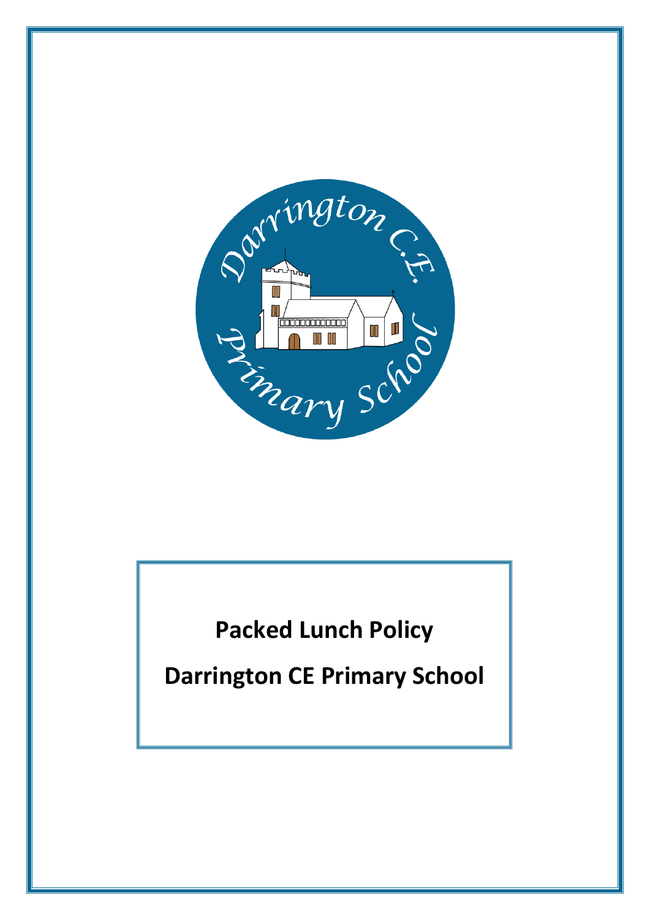# Packed Lunch Policy

# Darrington CE Primary School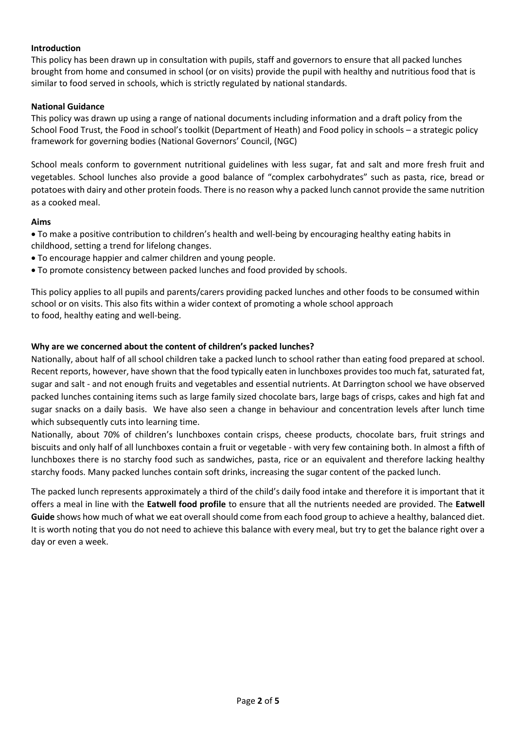**Introduction**

This policy has been drawn up in consultation with pupils, staff and governors to ensure that all packed lunches brought from home and consumed in school (or on visits) provide the pupil with healthy and nutritious food that is similar to food served in schools, which is strictly regulated by national standards.

**National Guidance**

This policy was drawn up using a range of national documents including information and a draft policy from the School Food Trust, the Food in school's toolkit (Department of Heath) and Food policy in schools – a strategic policy framework for governing bodies (National Governors' Council, (NGC)

School meals conform to government nutritional guidelines with less sugar, fat and salt and more fresh fruit and vegetables. School lunches also provide a good balance of "complex carbohydrates" such as pasta, rice, bread or potatoes with dairy and other protein foods. There is no reason why a packed lunch cannot provide the same nutrition as a cooked meal.

**Aims**

- To make a positive contribution to children's health and well-being by encouraging healthy eating habits in childhood, setting a trend for lifelong changes.
- To encourage happier and calmer children and young people.
- To promote consistency between packed lunches and food provided by schools.

This policy applies to all pupils and parents/carers providing packed lunches and other foods to be consumed within school or on visits. This also fits within a wider context of promoting a whole school approach to food, healthy eating and well-being.

**Why are we concerned about the content of children's packed lunches?**

Nationally, about half of all school children take a packed lunch to school rather than eating food prepared at school. Recent reports, however, have shown that the food typically eaten in lunchboxes provides too much fat, saturated fat, sugar and salt - and not enough fruits and vegetables and essential nutrients. At Darrington school we have observed packed lunches containing items such as large family sized chocolate bars, large bags of crisps, cakes and high fat and sugar snacks on a daily basis. We have also seen a change in behaviour and concentration levels after lunch time which subsequently cuts into learning time.

Nationally, about 70% of children's lunchboxes contain crisps, cheese products, chocolate bars, fruit strings and biscuits and only half of all lunchboxes contain a fruit or vegetable - with very few containing both. In almost a fifth of lunchboxes there is no starchy food such as sandwiches, pasta, rice or an equivalent and therefore lacking healthy starchy foods. Many packed lunches contain soft drinks, increasing the sugar content of the packed lunch.

The packed lunch represents approximately a third of the child's daily food intake and therefore it is important that it offers a meal in line with the **Eatwell food profile** to ensure that all the nutrients needed are provided. The **Eatwell Guide** shows how much of what we eat overall should come from each food group to achieve a healthy, balanced diet. It is worth noting that you do not need to achieve this balance with every meal, but try to get the balance right over a day or even a week.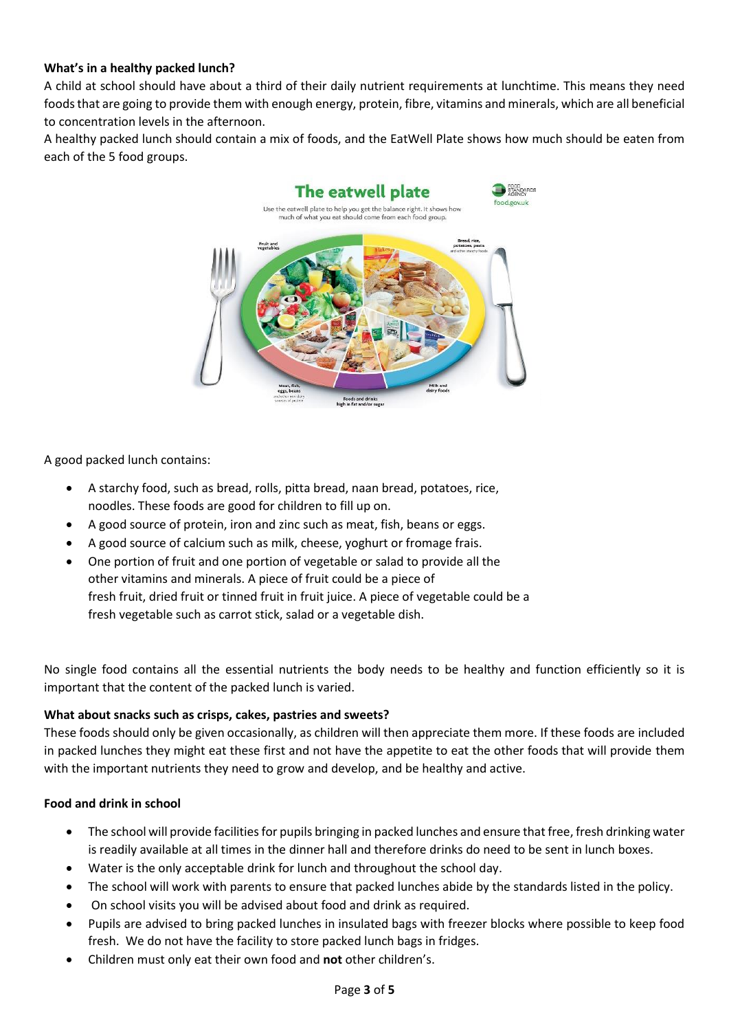**What's in a healthy packed lunch?**

A child at school should have about a third of their daily nutrient requirements at lunchtime. This means they need foods that are going to provide them with enough energy, protein, fibre, vitamins and minerals, which are all beneficial to concentration levels in the afternoon.

A healthy packed lunch should contain a mix of foods, and the EatWell Plate shows how much should be eaten from each of the 5 food groups.

A good packed lunch contains:

- A starchy food, such as bread, rolls, pitta bread, naan bread, potatoes, rice, noodles. These foods are good for children to fill up on.
- A good source of protein, iron and zinc such as meat, fish, beans or eggs.
- A good source of calcium such as milk, cheese, yoghurt or fromage frais.
- One portion of fruit and one portion of vegetable or salad to provide all the other vitamins and minerals. A piece of fruit could be a piece of fresh fruit, dried fruit or tinned fruit in fruit juice. A piece of vegetable could be a fresh vegetable such as carrot stick, salad or a vegetable dish.

No single food contains all the essential nutrients the body needs to be healthy and function efficiently so it is important that the content of the packed lunch is varied.

**What about snacks such as crisps, cakes, pastries and sweets?**

These foods should only be given occasionally, as children will then appreciate them more. If these foods are included in packed lunches they might eat these first and not have the appetite to eat the other foods that will provide them with the important nutrients they need to grow and develop, and be healthy and active.

**Food and drink in school**

- The school will provide facilities for pupils bringing in packed lunches and ensure that free, fresh drinking water is readily available at all times in the dinner hall and therefore drinks do need to be sent in lunch boxes.
- Water is the only acceptable drink for lunch and throughout the school day.
- The school will work with parents to ensure that packed lunches abide by the standards listed in the policy.
- On school visits you will be advised about food and drink as required.
- Pupils are advised to bring packed lunches in insulated bags with freezer blocks where possible to keep food fresh. We do not have the facility to store packed lunch bags in fridges.
- Children must only eat their own food and **not** other children's.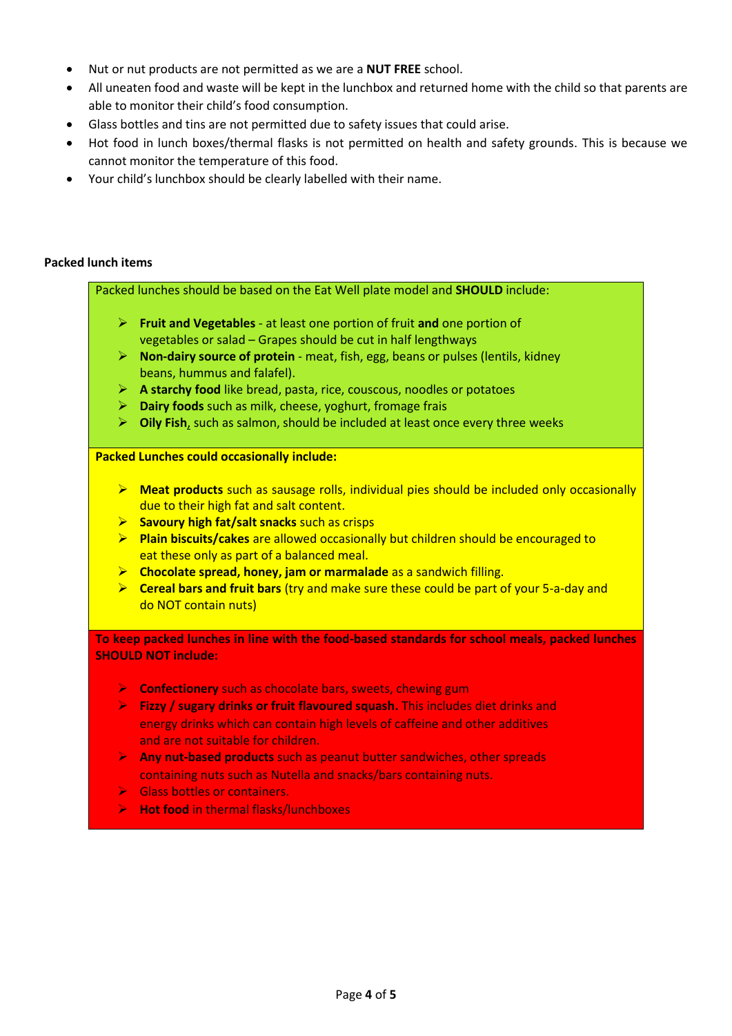- Nut or nut products are not permitted as we are a **NUT FREE** school.
- All uneaten food and waste will be kept in the lunchbox and returned home with the child so that parents are able to monitor their child's food consumption.
- Glass bottles and tins are not permitted due to safety issues that could arise.
- Hot food in lunch boxes/thermal flasks is not permitted on health and safety grounds. This is because we cannot monitor the temperature of this food.
- Your child's lunchbox should be clearly labelled with their name.

**Packed lunch items**

Packed lunches should be based on the Eat Well plate model and **SHOULD** include:

- **Fruit and Vegetables** - at least one portion of fruit **and** one portion of vegetables or salad – Grapes should be cut in half lengthways
- **Non-dairy source of protein** - meat, fish, egg, beans or pulses (lentils, kidney beans, hummus and falafel).
- **A starchy food** like bread, pasta, rice, couscous, noodles or potatoes
- **Dairy foods** such as milk, cheese, yoghurt, fromage frais
- **Oily Fish**, such as salmon, should be included at least once every three weeks

**Packed Lunches could occasionally include:**

- **Meat products** such as sausage rolls, individual pies should be included only occasionally due to their high fat and salt content.
- **Savoury high fat/salt snacks** such as crisps
- **Plain biscuits/cakes** are allowed occasionally but children should be encouraged to eat these only as part of a balanced meal.
- **Chocolate spread, honey, jam or marmalade** as a sandwich filling.
- **Cereal bars and fruit bars** (try and make sure these could be part of your 5-a-day and do NOT contain nuts)

**To keep packed lunches in line with the food-based standards for school meals, packed lunches SHOULD NOT include:**

- **Confectionery** such as chocolate bars, sweets, chewing gum
- **Fizzy / sugary drinks or fruit flavoured squash.** This includes diet drinks and energy drinks which can contain high levels of caffeine and other additives and are not suitable for children.
- **Any nut-based products** such as peanut butter sandwiches, other spreads containing nuts such as Nutella and snacks/bars containing nuts.
- Glass bottles or containers.
- **Hot food** in thermal flasks/lunchboxes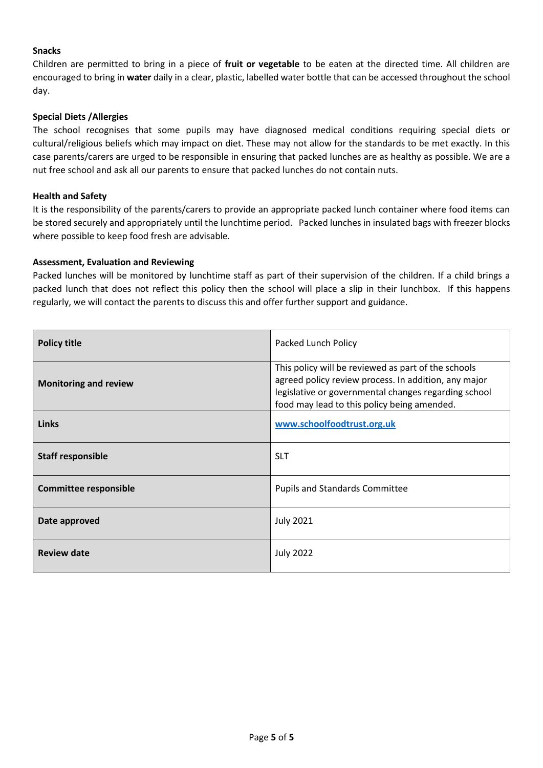**Snacks**

Children are permitted to bring in a piece of **fruit or vegetable** to be eaten at the directed time. All children are encouraged to bring in **water** daily in a clear, plastic, labelled water bottle that can be accessed throughout the school day.

**Special Diets /Allergies**

The school recognises that some pupils may have diagnosed medical conditions requiring special diets or cultural/religious beliefs which may impact on diet. These may not allow for the standards to be met exactly. In this case parents/carers are urged to be responsible in ensuring that packed lunches are as healthy as possible. We are a nut free school and ask all our parents to ensure that packed lunches do not contain nuts.

**Health and Safety**

It is the responsibility of the parents/carers to provide an appropriate packed lunch container where food items can be stored securely and appropriately until the lunchtime period. Packed lunches in insulated bags with freezer blocks where possible to keep food fresh are advisable.

**Assessment, Evaluation and Reviewing**

Packed lunches will be monitored by lunchtime staff as part of their supervision of the children. If a child brings a packed lunch that does not reflect this policy then the school will place a slip in their lunchbox. If this happens regularly, we will contact the parents to discuss this and offer further support and guidance.

| | |
|---|---|
| **Policy title** | Packed Lunch Policy |
| **Monitoring and review** | This policy will be reviewed as part of the schools agreed policy review process. In addition, any major legislative or governmental changes regarding school food may lead to this policy being amended. |
| **Links** | [www.schoolfoodtrust.org.uk](http://www.schoolfoodtrust.org.uk) |
| **Staff responsible** | SLT |
| **Committee responsible** | Pupils and Standards Committee |
| **Date approved** | July 2021 |
| **Review date** | July 2022 |